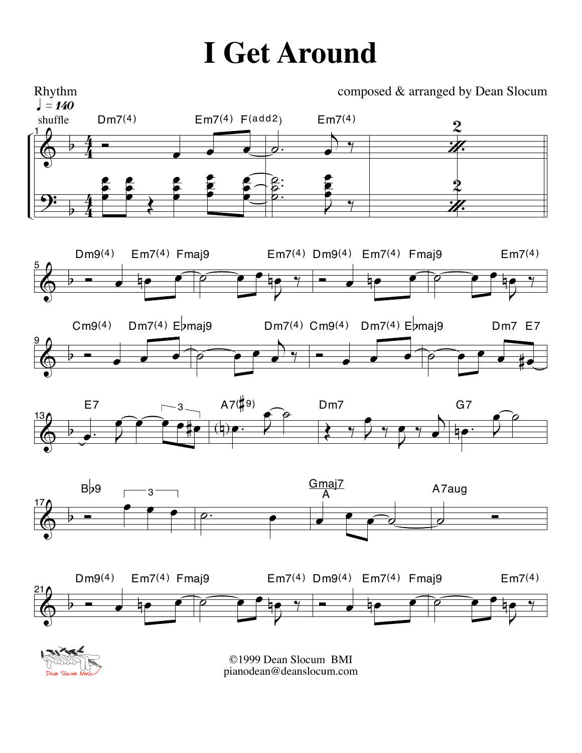# I Get Around

Rhythm

composed & arranged by Dean Slocum

©1999 Dean Slocum BMI
pianodean@deanslocum.com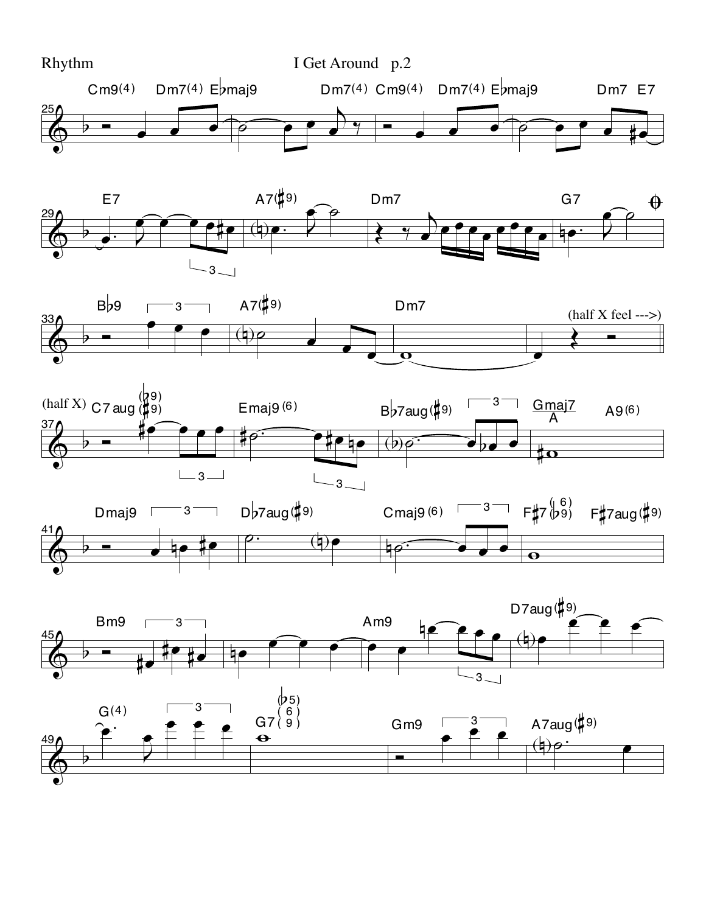Cm9(4) Dm7(4) E♭maj9 Dm7(4) Cm9(4) Dm7(4) E♭maj9 Dm7 E7

E7 A7(♯9) Dm7 G7

B♭9 A7(♯9) Dm7 (half X feel --->)

(half X) C7aug (♭9)(♯9) Emaj9(6) B♭7aug(♯9) Gmaj7/A A9(6)

Dmaj9 D♭7aug(♯9) Cmaj9(6) F♯7(6)(♭9) F♯7aug(♯9)

Bm9 Am9 D7aug(♯9)

G(4) G7(♭5)(6)(9) Gm9 A7aug(♯9)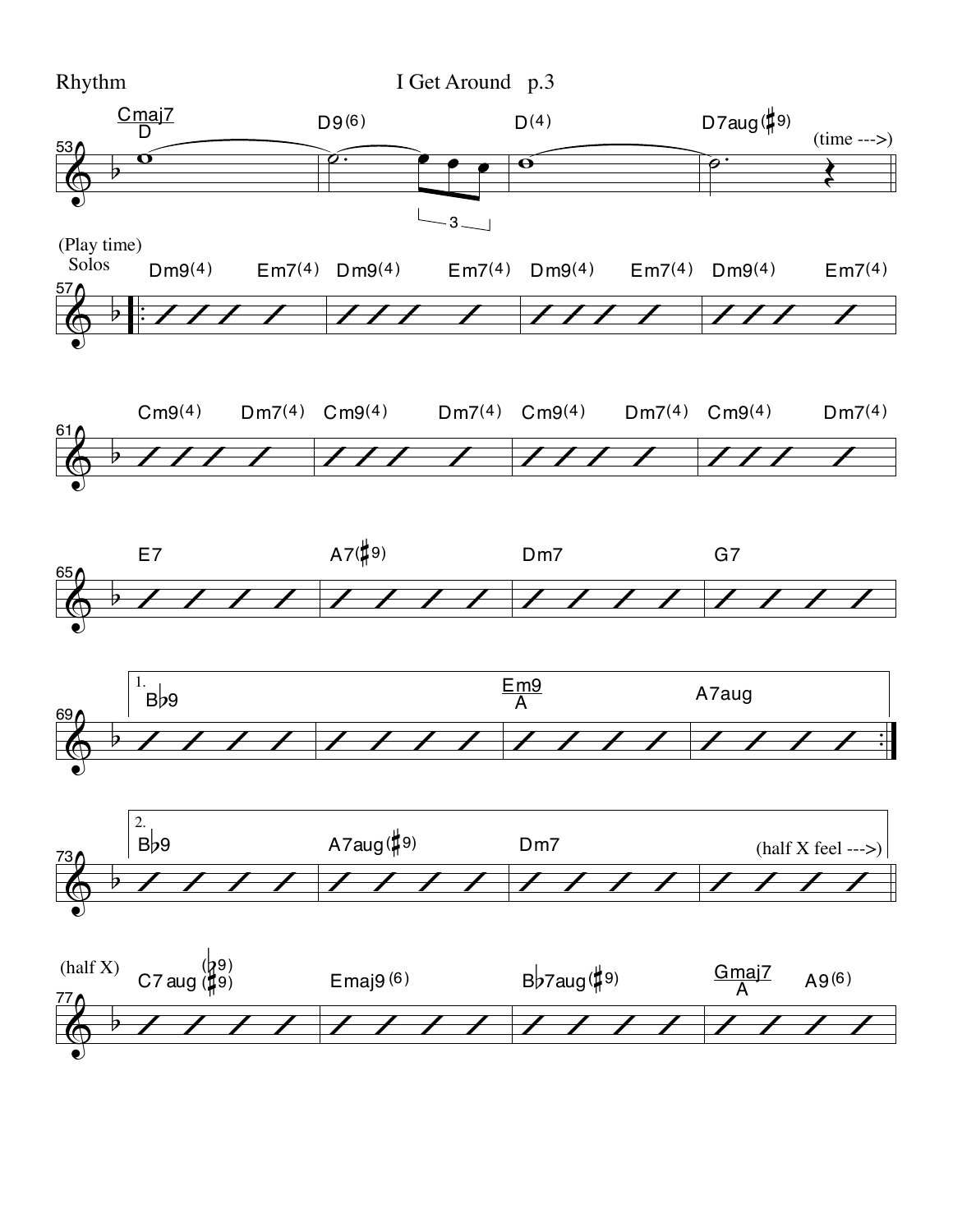**m. 53–56**

| 53 | 54 | 55 | 56 |
|---|---|---|---|
| Cmaj7/D | D9(6) | D(4) | D7aug(♯9) |

(time --->)

**(Play time)**
**Solos**

| 57 | 58 | 59 | 60 |
|---|---|---|---|
| Dm9(4) Em7(4) | Dm9(4) Em7(4) | Dm9(4) Em7(4) | Dm9(4) Em7(4) |

| 61 | 62 | 63 | 64 |
|---|---|---|---|
| Cm9(4) Dm7(4) | Cm9(4) Dm7(4) | Cm9(4) Dm7(4) | Cm9(4) Dm7(4) |

| 65 | 66 | 67 | 68 |
|---|---|---|---|
| E7 | A7(♯9) | Dm7 | G7 |

**1.**

| 69 | 70 | 71 | 72 |
|---|---|---|---|
| B♭9 | | Em9/A | A7aug |

**2.**

| 73 | 74 | 75 | 76 |
|---|---|---|---|
| B♭9 | A7aug(♯9) | Dm7 | |

(half X feel --->)

**(half X)**

| 77 | 78 | 79 | 80 |
|---|---|---|---|
| C7aug(♭9)(♯9) | Emaj9(6) | B♭7aug(♯9) | Gmaj7/A A9(6) |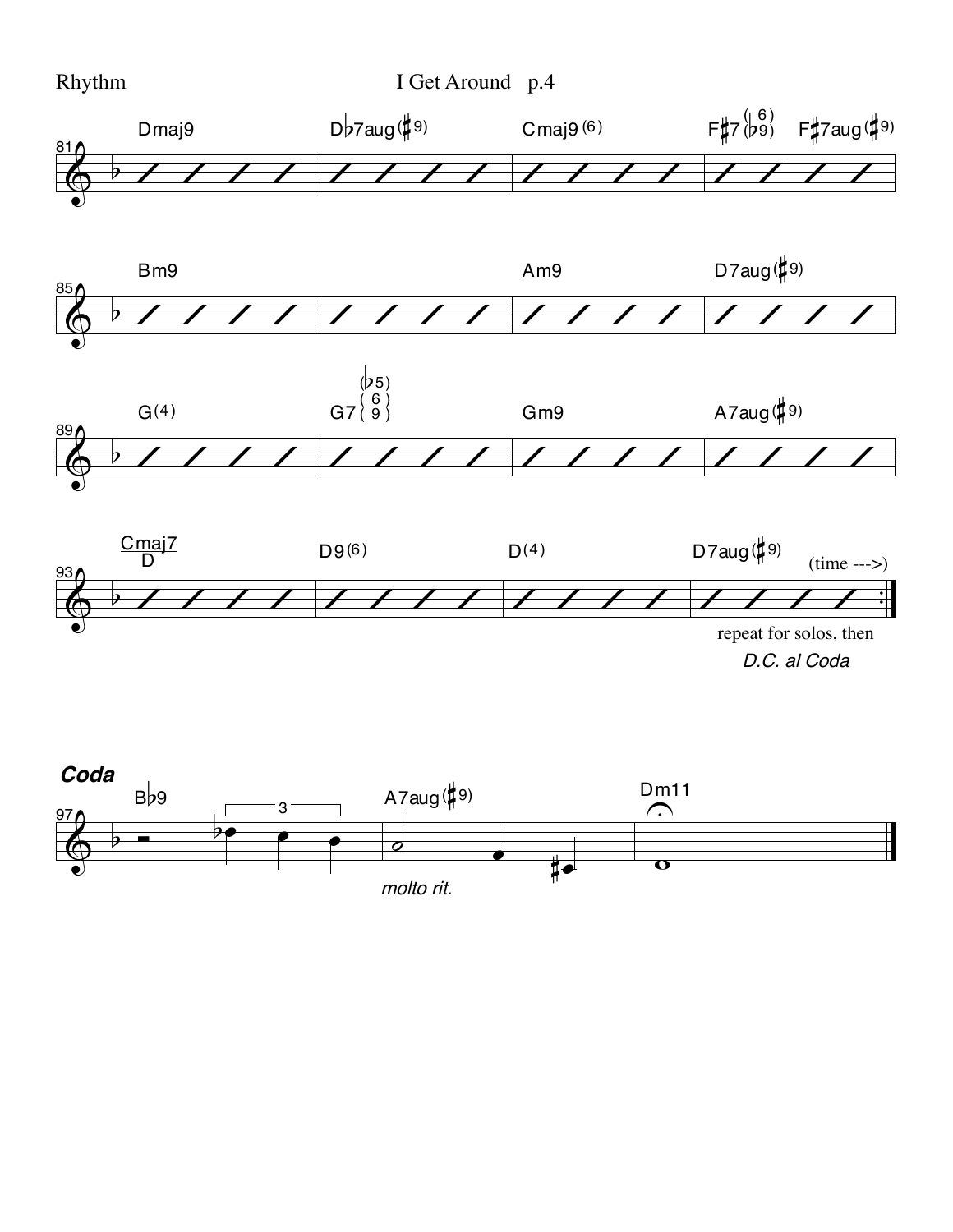Rhythm

I Get Around p.4

81 Dmaj9 | D♭7aug(♯9) | Cmaj9(6) | F♯7(6 ♭9) F♯7aug(♯9)

85 Bm9 | | Am9 | D7aug(♯9)

89 G(4) | G7(♭5 6 9) | Gm9 | A7aug(♯9)

93 Cmaj7/D | D9(6) | D(4) | D7aug(♯9)

(time --->)

repeat for solos, then

*D.C. al Coda*

***Coda***

97 B♭9 | A7aug(♯9) | Dm11

3

*molto rit.*